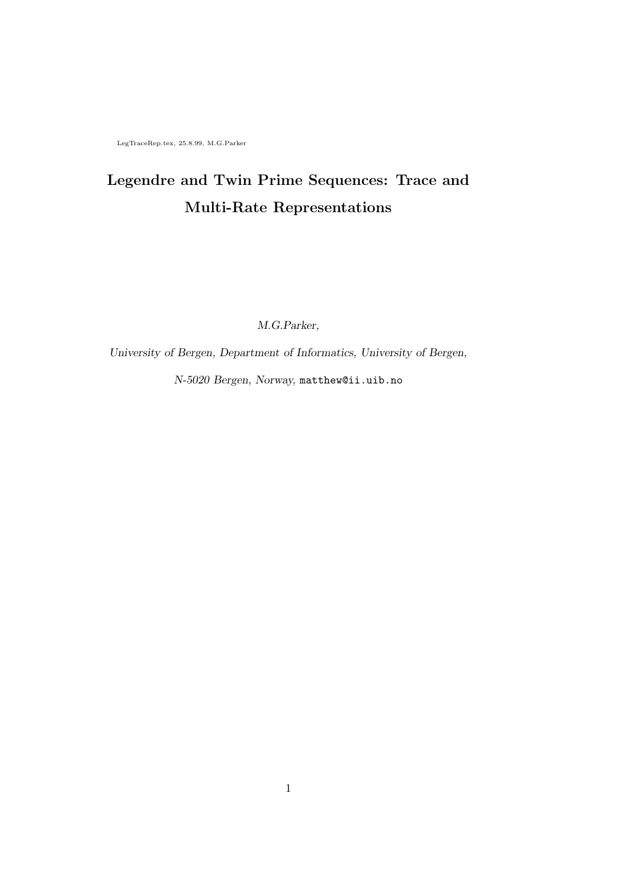LegTraceRep.tex, 25.8.99, M.G.Parker

# Legendre and Twin Prime Sequences: Trace and Multi-Rate Representations

*M.G.Parker,*

*University of Bergen, Department of Informatics, University of Bergen,*

*N-5020 Bergen, Norway,* `matthew@ii.uib.no`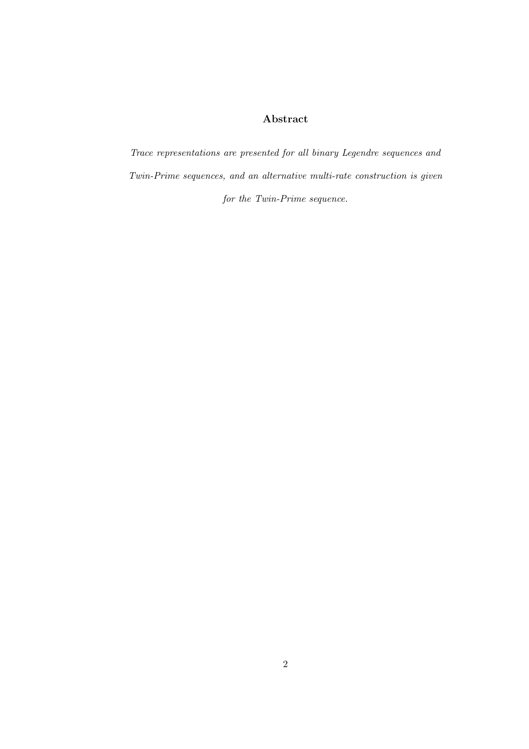## Abstract

*Trace representations are presented for all binary Legendre sequences and Twin-Prime sequences, and an alternative multi-rate construction is given for the Twin-Prime sequence.*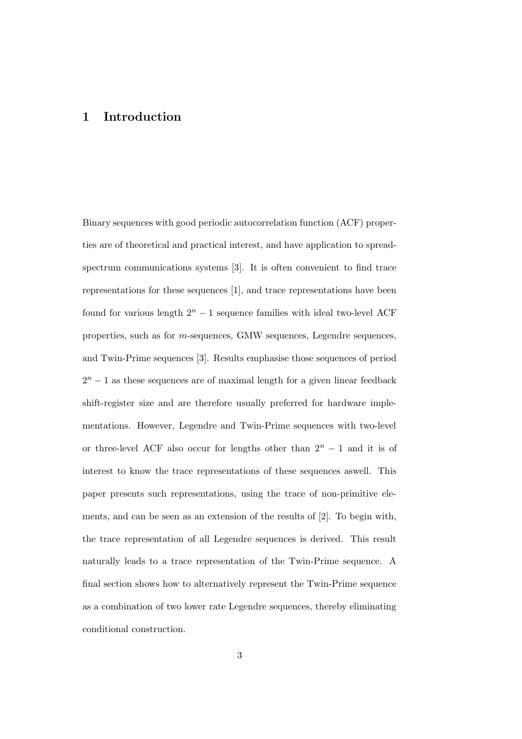# 1 Introduction

Binary sequences with good periodic autocorrelation function (ACF) properties are of theoretical and practical interest, and have application to spread-spectrum communications systems [3]. It is often convenient to find trace representations for these sequences [1], and trace representations have been found for various length $2^n - 1$ sequence families with ideal two-level ACF properties, such as for $m$-sequences, GMW sequences, Legendre sequences, and Twin-Prime sequences [3]. Results emphasise those sequences of period $2^n - 1$ as these sequences are of maximal length for a given linear feedback shift-register size and are therefore usually preferred for hardware implementations. However, Legendre and Twin-Prime sequences with two-level or three-level ACF also occur for lengths other than $2^n - 1$ and it is of interest to know the trace representations of these sequences aswell. This paper presents such representations, using the trace of non-primitive elements, and can be seen as an extension of the results of [2]. To begin with, the trace representation of all Legendre sequences is derived. This result naturally leads to a trace representation of the Twin-Prime sequence. A final section shows how to alternatively represent the Twin-Prime sequence as a combination of two lower rate Legendre sequences, thereby eliminating conditional construction.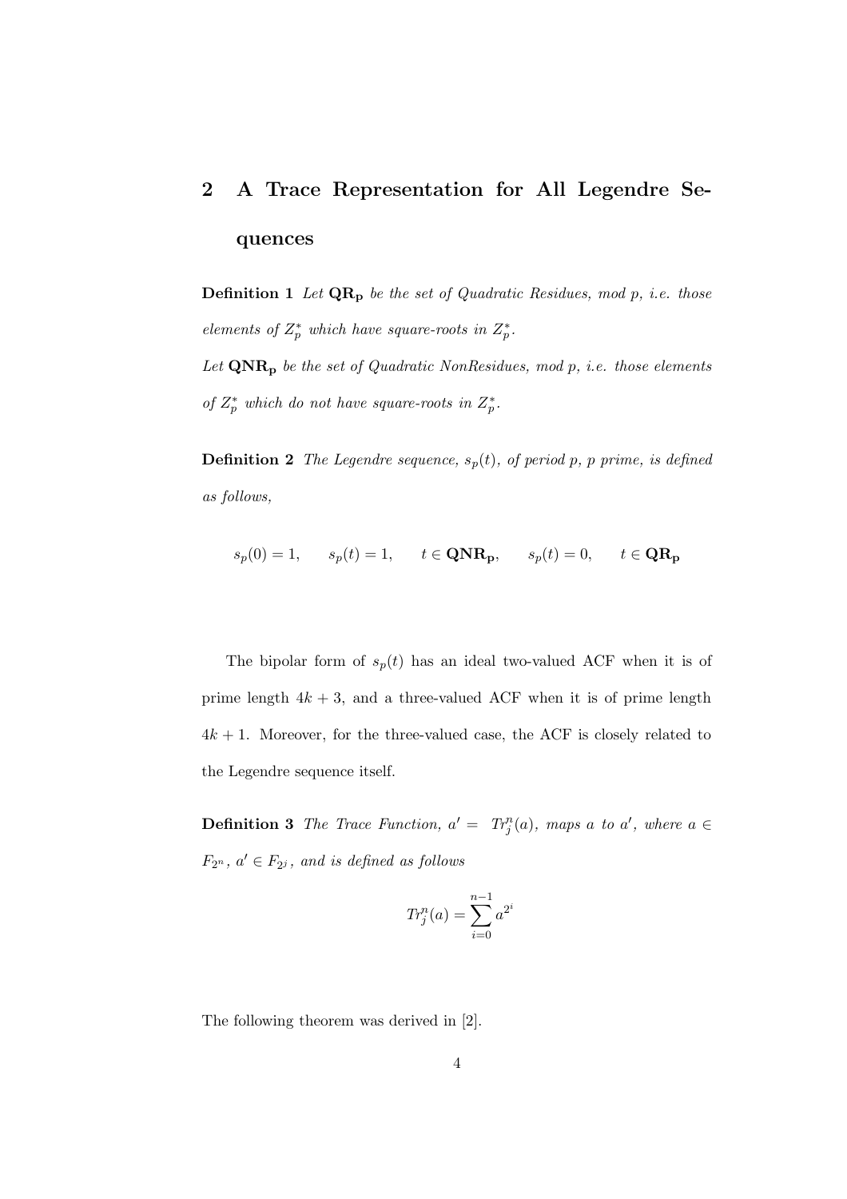## 2 A Trace Representation for All Legendre Sequences

**Definition 1** *Let* $\mathbf{QR_p}$ *be the set of Quadratic Residues, mod p, i.e. those elements of* $Z_p^*$ *which have square-roots in* $Z_p^*$.

*Let* $\mathbf{QNR_p}$ *be the set of Quadratic NonResidues, mod p, i.e. those elements of* $Z_p^*$ *which do not have square-roots in* $Z_p^*$.

**Definition 2** *The Legendre sequence,* $s_p(t)$*, of period* $p$*,* $p$ *prime, is defined as follows,*

$$s_p(0) = 1, \qquad s_p(t) = 1, \qquad t \in \mathbf{QNR_p}, \qquad s_p(t) = 0, \qquad t \in \mathbf{QR_p}$$

The bipolar form of $s_p(t)$ has an ideal two-valued ACF when it is of prime length $4k+3$, and a three-valued ACF when it is of prime length $4k+1$. Moreover, for the three-valued case, the ACF is closely related to the Legendre sequence itself.

**Definition 3** *The Trace Function,* $a' = Tr_j^n(a)$*, maps* $a$ *to* $a'$*, where* $a \in F_{2^n}$*,* $a' \in F_{2^j}$*, and is defined as follows*

$$Tr_j^n(a) = \sum_{i=0}^{n-1} a^{2^i}$$

The following theorem was derived in [2].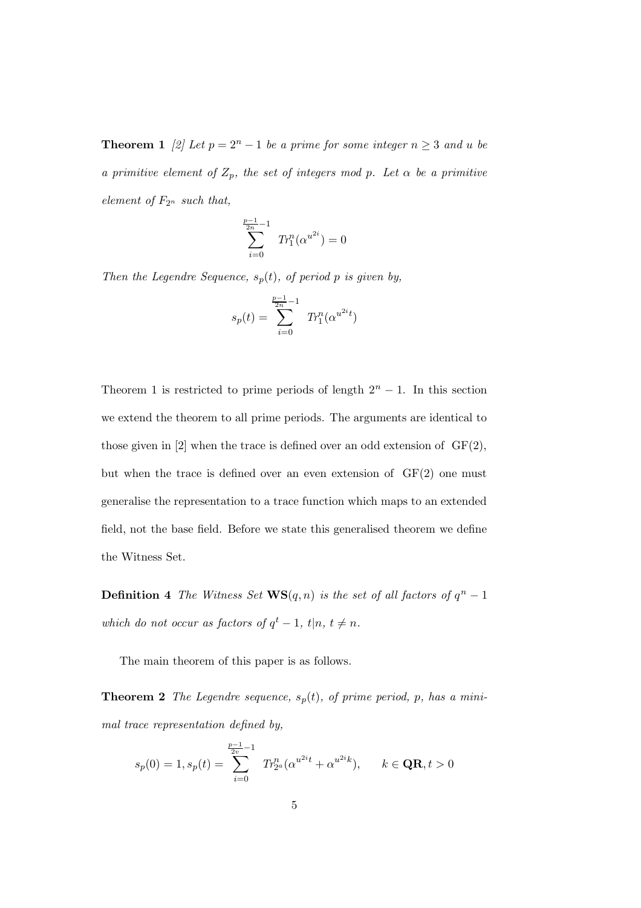**Theorem 1** *[2] Let $p = 2^n - 1$ be a prime for some integer $n \geq 3$ and $u$ be a primitive element of $Z_p$, the set of integers mod $p$. Let $\alpha$ be a primitive element of $F_{2^n}$ such that,*

$$\sum_{i=0}^{\frac{p-1}{2n}-1} Tr_1^n(\alpha^{u^{2i}}) = 0$$

*Then the Legendre Sequence, $s_p(t)$, of period $p$ is given by,*

$$s_p(t) = \sum_{i=0}^{\frac{p-1}{2n}-1} Tr_1^n(\alpha^{u^{2i}t})$$

Theorem 1 is restricted to prime periods of length $2^n - 1$. In this section we extend the theorem to all prime periods. The arguments are identical to those given in [2] when the trace is defined over an odd extension of GF(2), but when the trace is defined over an even extension of GF(2) one must generalise the representation to a trace function which maps to an extended field, not the base field. Before we state this generalised theorem we define the Witness Set.

**Definition 4** *The Witness Set $\mathbf{WS}(q, n)$ is the set of all factors of $q^n - 1$ which do not occur as factors of $q^t - 1$, $t|n$, $t \neq n$.*

The main theorem of this paper is as follows.

**Theorem 2** *The Legendre sequence, $s_p(t)$, of prime period, $p$, has a minimal trace representation defined by,*

$$s_p(0) = 1, s_p(t) = \sum_{i=0}^{\frac{p-1}{2v}-1} Tr_{2^a}^n(\alpha^{u^{2i}t} + \alpha^{u^{2i}k}), \qquad k \in \mathbf{QR}, t > 0$$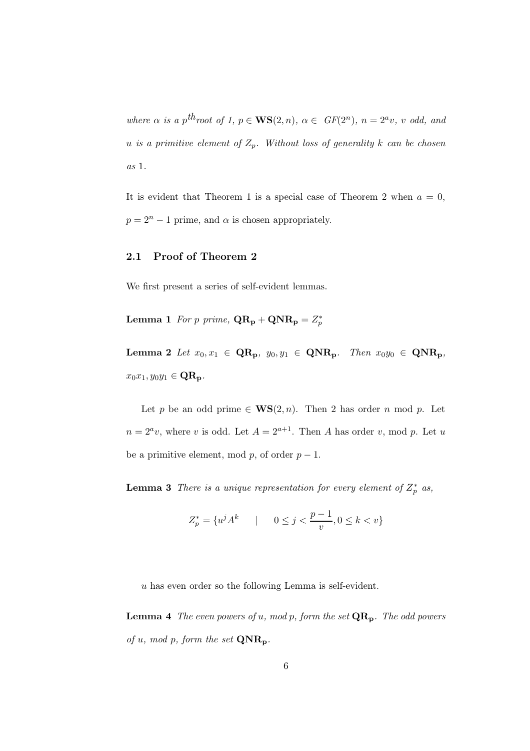*where $\alpha$ is a $p^{th}$root of 1, $p \in \mathbf{WS}(2, n)$, $\alpha \in \ GF(2^n)$, $n = 2^a v$, $v$ odd, and $u$ is a primitive element of $Z_p$. Without loss of generality $k$ can be chosen as 1.*

It is evident that Theorem 1 is a special case of Theorem 2 when $a = 0$, $p = 2^n - 1$ prime, and $\alpha$ is chosen appropriately.

### 2.1 Proof of Theorem 2

We first present a series of self-evident lemmas.

**Lemma 1** *For $p$ prime, $\mathbf{QR_p} + \mathbf{QNR_p} = Z_p^*$*

**Lemma 2** *Let $x_0, x_1 \in \mathbf{QR_p}$, $y_0, y_1 \in \mathbf{QNR_p}$. Then $x_0 y_0 \in \mathbf{QNR_p}$, $x_0 x_1, y_0 y_1 \in \mathbf{QR_p}$.*

Let $p$ be an odd prime $\in \mathbf{WS}(2, n)$. Then 2 has order $n$ mod $p$. Let $n = 2^a v$, where $v$ is odd. Let $A = 2^{a+1}$. Then $A$ has order $v$, mod $p$. Let $u$ be a primitive element, mod $p$, of order $p - 1$.

**Lemma 3** *There is a unique representation for every element of $Z_p^*$ as,*

$$Z_p^* = \{u^j A^k \quad | \quad 0 \leq j < \frac{p-1}{v}, 0 \leq k < v\}$$

$u$ has even order so the following Lemma is self-evident.

**Lemma 4** *The even powers of $u$, mod $p$, form the set $\mathbf{QR_p}$. The odd powers of $u$, mod $p$, form the set $\mathbf{QNR_p}$.*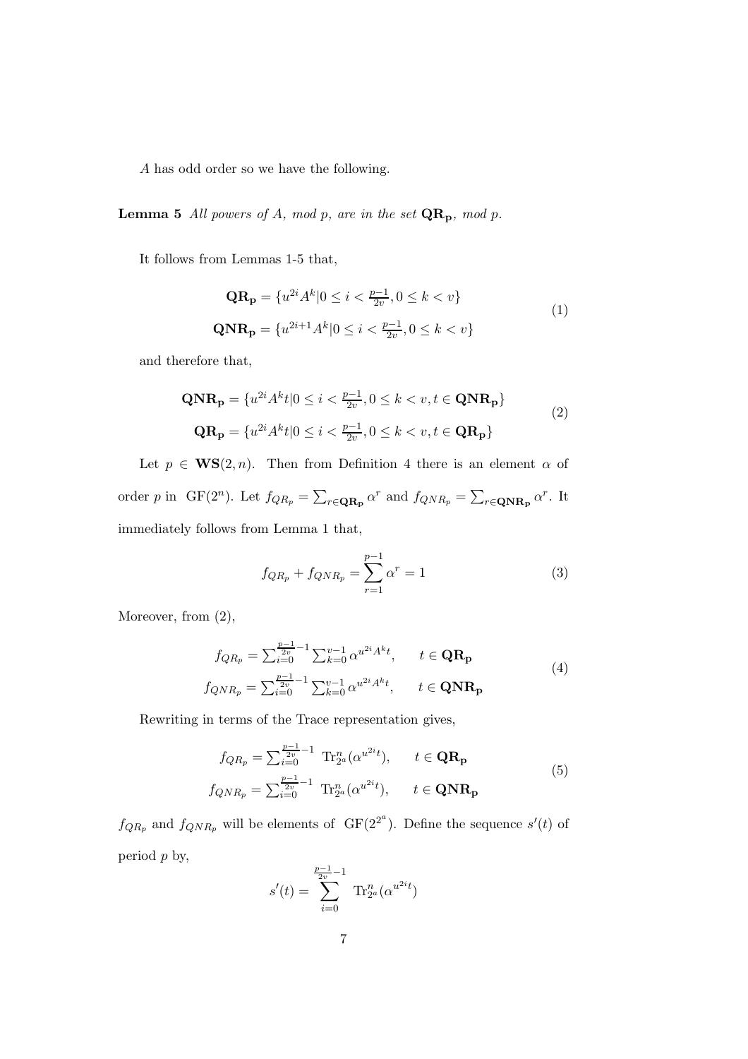$A$ has odd order so we have the following.

**Lemma 5** *All powers of $A$, mod $p$, are in the set $\mathbf{QR_p}$, mod $p$.*

It follows from Lemmas 1-5 that,

$$
\begin{aligned}
\mathbf{QR_p} &= \{u^{2i}A^k | 0 \le i < \tfrac{p-1}{2v}, 0 \le k < v\} \\
\mathbf{QNR_p} &= \{u^{2i+1}A^k | 0 \le i < \tfrac{p-1}{2v}, 0 \le k < v\}
\end{aligned}
\tag{1}
$$

and therefore that,

$$
\begin{aligned}
\mathbf{QNR_p} &= \{u^{2i}A^k t | 0 \le i < \tfrac{p-1}{2v}, 0 \le k < v, t \in \mathbf{QNR_p}\} \\
\mathbf{QR_p} &= \{u^{2i}A^k t | 0 \le i < \tfrac{p-1}{2v}, 0 \le k < v, t \in \mathbf{QR_p}\}
\end{aligned}
\tag{2}
$$

Let $p \in \mathbf{WS}(2,n)$. Then from Definition 4 there is an element $\alpha$ of order $p$ in $\mathrm{GF}(2^n)$. Let $f_{QR_p} = \sum_{r \in \mathbf{QR_p}} \alpha^r$ and $f_{QNR_p} = \sum_{r \in \mathbf{QNR_p}} \alpha^r$. It immediately follows from Lemma 1 that,

$$
f_{QR_p} + f_{QNR_p} = \sum_{r=1}^{p-1} \alpha^r = 1 \tag{3}
$$

Moreover, from (2),

$$
\begin{aligned}
f_{QR_p} &= \sum_{i=0}^{\frac{p-1}{2v}-1} \sum_{k=0}^{v-1} \alpha^{u^{2i}A^k t}, \qquad t \in \mathbf{QR_p} \\
f_{QNR_p} &= \sum_{i=0}^{\frac{p-1}{2v}-1} \sum_{k=0}^{v-1} \alpha^{u^{2i}A^k t}, \qquad t \in \mathbf{QNR_p}
\end{aligned}
\tag{4}
$$

Rewriting in terms of the Trace representation gives,

$$
\begin{aligned}
f_{QR_p} &= \sum_{i=0}^{\frac{p-1}{2v}-1} \mathrm{Tr}_{2^a}^n(\alpha^{u^{2i}t}), \qquad t \in \mathbf{QR_p} \\
f_{QNR_p} &= \sum_{i=0}^{\frac{p-1}{2v}-1} \mathrm{Tr}_{2^a}^n(\alpha^{u^{2i}t}), \qquad t \in \mathbf{QNR_p}
\end{aligned}
\tag{5}
$$

$f_{QR_p}$ and $f_{QNR_p}$ will be elements of $\mathrm{GF}(2^{2^a})$. Define the sequence $s'(t)$ of period $p$ by,

$$
s'(t) = \sum_{i=0}^{\frac{p-1}{2v}-1} \mathrm{Tr}_{2^a}^n(\alpha^{u^{2i}t})
$$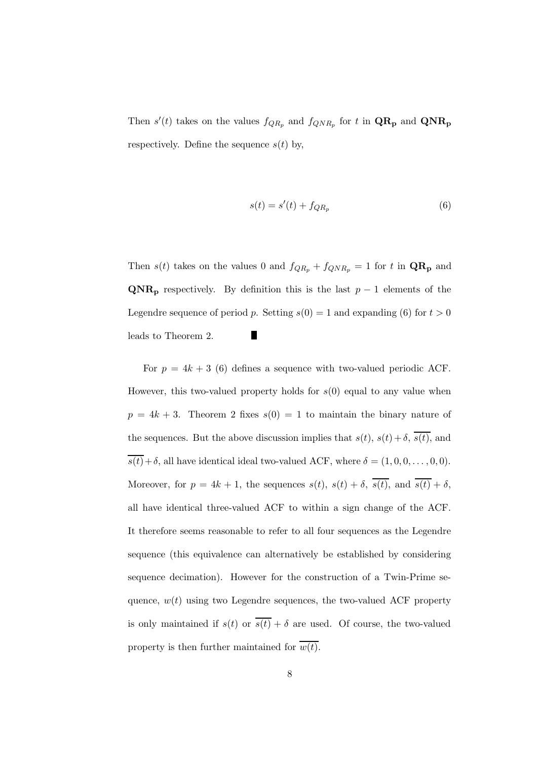Then $s'(t)$ takes on the values $f_{QR_p}$ and $f_{QNR_p}$ for $t$ in $\mathbf{QR_p}$ and $\mathbf{QNR_p}$ respectively. Define the sequence $s(t)$ by,

$$s(t) = s'(t) + f_{QR_p} \tag{6}$$

Then $s(t)$ takes on the values 0 and $f_{QR_p} + f_{QNR_p} = 1$ for $t$ in $\mathbf{QR_p}$ and $\mathbf{QNR_p}$ respectively. By definition this is the last $p-1$ elements of the Legendre sequence of period $p$. Setting $s(0) = 1$ and expanding (6) for $t > 0$ leads to Theorem 2. ∎

For $p = 4k+3$ (6) defines a sequence with two-valued periodic ACF. However, this two-valued property holds for $s(0)$ equal to any value when $p = 4k+3$. Theorem 2 fixes $s(0) = 1$ to maintain the binary nature of the sequences. But the above discussion implies that $s(t)$, $s(t)+\delta$, $\overline{s(t)}$, and $\overline{s(t)}+\delta$, all have identical ideal two-valued ACF, where $\delta = (1, 0, 0, \ldots, 0, 0)$. Moreover, for $p = 4k+1$, the sequences $s(t)$, $s(t)+\delta$, $\overline{s(t)}$, and $\overline{s(t)}+\delta$, all have identical three-valued ACF to within a sign change of the ACF. It therefore seems reasonable to refer to all four sequences as the Legendre sequence (this equivalence can alternatively be established by considering sequence decimation). However for the construction of a Twin-Prime sequence, $w(t)$ using two Legendre sequences, the two-valued ACF property is only maintained if $s(t)$ or $\overline{s(t)}+\delta$ are used. Of course, the two-valued property is then further maintained for $\overline{w(t)}$.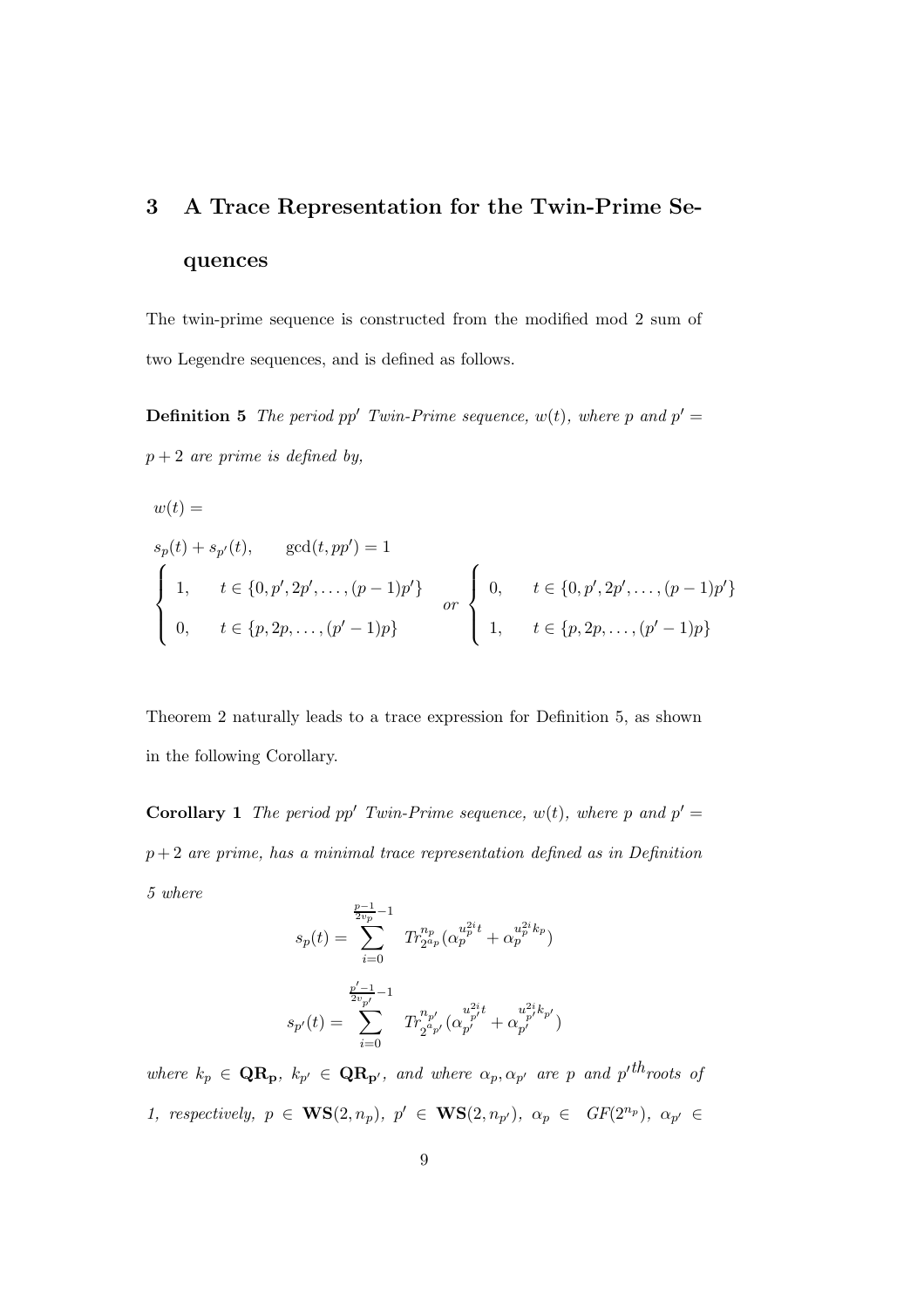## 3 A Trace Representation for the Twin-Prime Sequences

The twin-prime sequence is constructed from the modified mod 2 sum of two Legendre sequences, and is defined as follows.

**Definition 5** *The period $pp'$ Twin-Prime sequence, $w(t)$, where $p$ and $p' = p + 2$ are prime is defined by,*

$$
w(t) =
$$

$$
s_p(t) + s_{p'}(t), \qquad \gcd(t, pp') = 1
$$

$$
\begin{cases} 1, & t \in \{0, p', 2p', \ldots, (p-1)p'\} \\ 0, & t \in \{p, 2p, \ldots, (p'-1)p\} \end{cases} \quad or \quad \begin{cases} 0, & t \in \{0, p', 2p', \ldots, (p-1)p'\} \\ 1, & t \in \{p, 2p, \ldots, (p'-1)p\} \end{cases}
$$

Theorem 2 naturally leads to a trace expression for Definition 5, as shown in the following Corollary.

**Corollary 1** *The period $pp'$ Twin-Prime sequence, $w(t)$, where $p$ and $p' = p + 2$ are prime, has a minimal trace representation defined as in Definition 5 where*

$$
s_p(t) = \sum_{i=0}^{\frac{p-1}{2v_p}-1} Tr_{2^{a_p}}^{n_p}(\alpha_p^{u_p^{2i}t} + \alpha_p^{u_p^{2i}k_p})
$$

$$
s_{p'}(t) = \sum_{i=0}^{\frac{p'-1}{2v_{p'}}-1} Tr_{2^{a_{p'}}}^{n_{p'}}(\alpha_{p'}^{u_{p'}^{2i}t} + \alpha_{p'}^{u_{p'}^{2i}k_{p'}})
$$

*where $k_p \in \mathbf{QR_p}$, $k_{p'} \in \mathbf{QR_{p'}}$, and where $\alpha_p, \alpha_{p'}$ are $p$ and $p'^{th}$roots of 1, respectively, $p \in \mathbf{WS}(2, n_p)$, $p' \in \mathbf{WS}(2, n_{p'})$, $\alpha_p \in GF(2^{n_p})$, $\alpha_{p'} \in$*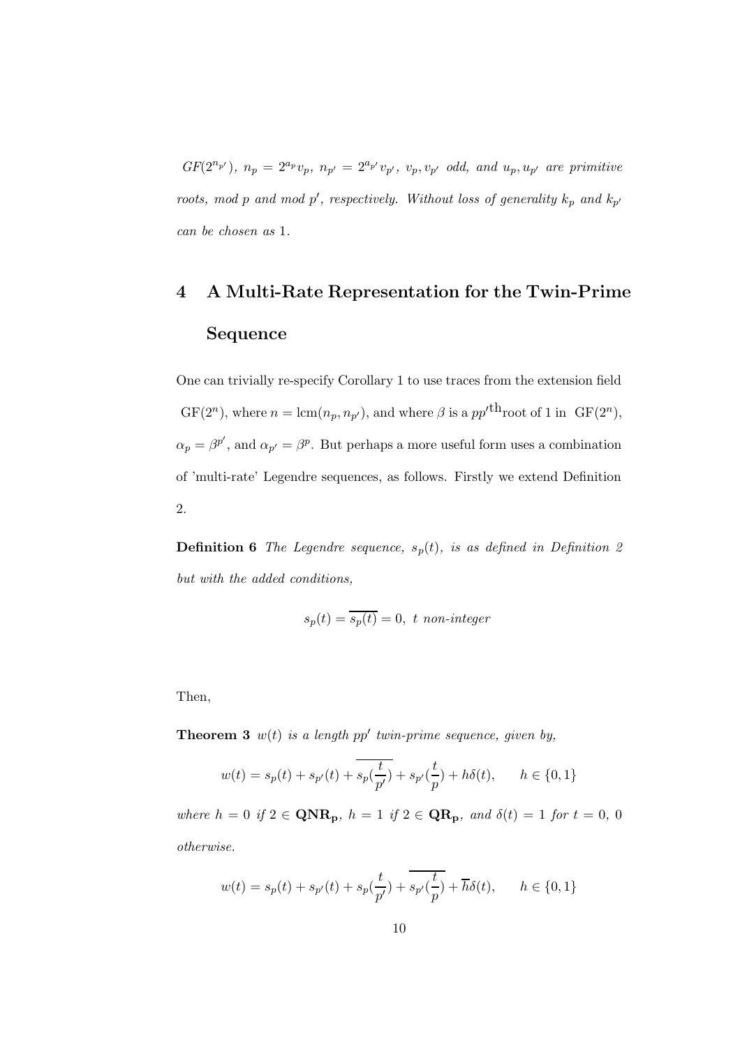*$GF(2^{n_{p'}})$, $n_p = 2^{a_p}v_p$, $n_{p'} = 2^{a_{p'}}v_{p'}$, $v_p, v_{p'}$ odd, and $u_p, u_{p'}$ are primitive roots, mod $p$ and mod $p'$, respectively. Without loss of generality $k_p$ and $k_{p'}$ can be chosen as* 1.

## 4 A Multi-Rate Representation for the Twin-Prime Sequence

One can trivially re-specify Corollary 1 to use traces from the extension field $\mathrm{GF}(2^n)$, where $n = \mathrm{lcm}(n_p, n_{p'})$, and where $\beta$ is a $pp'^{\mathrm{th}}$root of 1 in $\mathrm{GF}(2^n)$, $\alpha_p = \beta^{p'}$, and $\alpha_{p'} = \beta^p$. But perhaps a more useful form uses a combination of 'multi-rate' Legendre sequences, as follows. Firstly we extend Definition 2.

**Definition 6** *The Legendre sequence, $s_p(t)$, is as defined in Definition 2 but with the added conditions,*

$$s_p(t) = \overline{s_p(t)} = 0, \ t \text{ non-integer}$$

Then,

**Theorem 3** *$w(t)$ is a length $pp'$ twin-prime sequence, given by,*

$$w(t) = s_p(t) + s_{p'}(t) + \overline{s_p(\frac{t}{p'})} + s_{p'}(\frac{t}{p}) + h\delta(t), \qquad h \in \{0,1\}$$

*where $h = 0$ if $2 \in \mathbf{QNR_p}$, $h = 1$ if $2 \in \mathbf{QR_p}$, and $\delta(t) = 1$ for $t = 0$, 0 otherwise.*

$$w(t) = s_p(t) + s_{p'}(t) + s_p(\frac{t}{p'}) + \overline{s_{p'}(\frac{t}{p})} + \overline{h}\delta(t), \qquad h \in \{0,1\}$$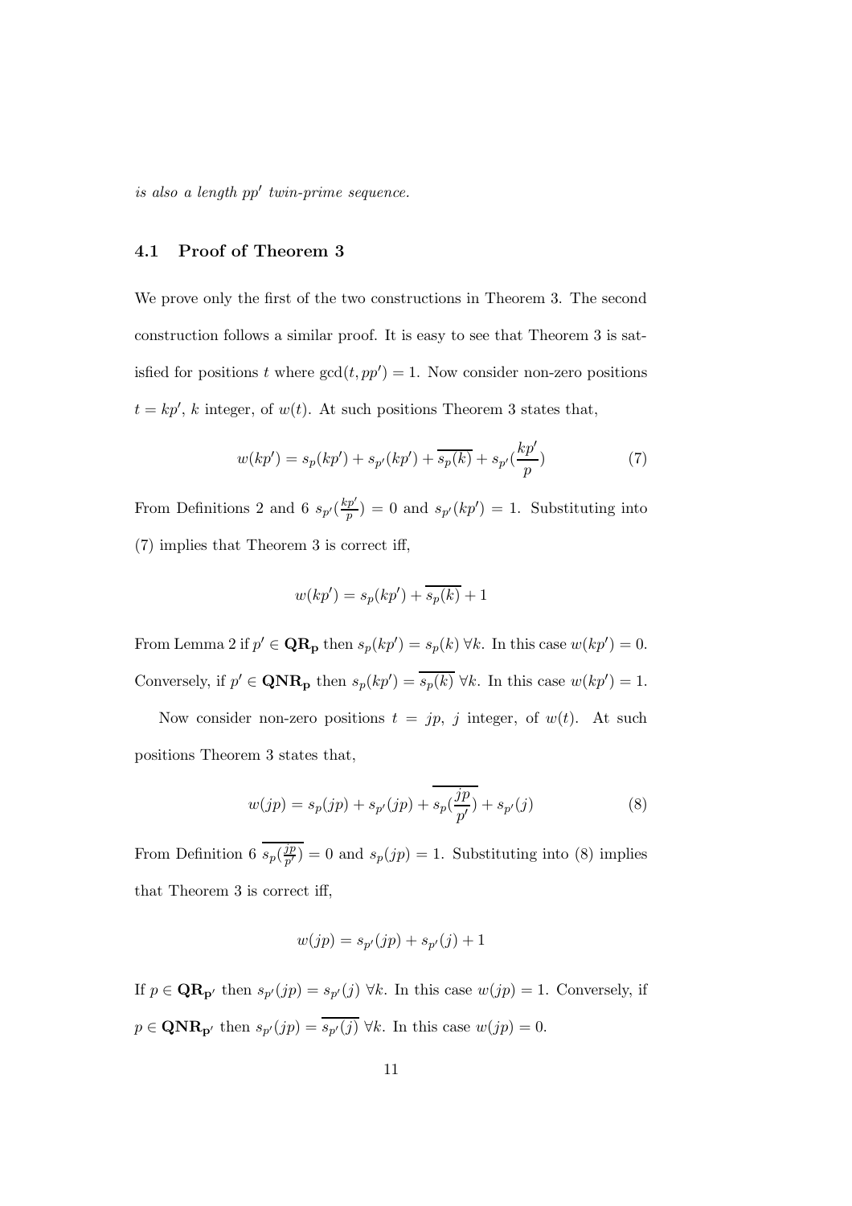*is also a length $pp'$ twin-prime sequence.*

### 4.1 Proof of Theorem 3

We prove only the first of the two constructions in Theorem 3. The second construction follows a similar proof. It is easy to see that Theorem 3 is satisfied for positions $t$ where $\gcd(t, pp') = 1$. Now consider non-zero positions $t = kp'$, $k$ integer, of $w(t)$. At such positions Theorem 3 states that,

$$w(kp') = s_p(kp') + s_{p'}(kp') + \overline{s_p(k)} + s_{p'}(\frac{kp'}{p}) \tag{7}$$

From Definitions 2 and 6 $s_{p'}(\frac{kp'}{p}) = 0$ and $s_{p'}(kp') = 1$. Substituting into (7) implies that Theorem 3 is correct iff,

$$w(kp') = s_p(kp') + \overline{s_p(k)} + 1$$

From Lemma 2 if $p' \in \mathbf{QR_p}$ then $s_p(kp') = s_p(k)$ $\forall k$. In this case $w(kp') = 0$. Conversely, if $p' \in \mathbf{QNR_p}$ then $s_p(kp') = \overline{s_p(k)}$ $\forall k$. In this case $w(kp') = 1$.

Now consider non-zero positions $t = jp$, $j$ integer, of $w(t)$. At such positions Theorem 3 states that,

$$w(jp) = s_p(jp) + s_{p'}(jp) + \overline{s_p(\frac{jp}{p'})} + s_{p'}(j) \tag{8}$$

From Definition 6 $\overline{s_p(\frac{jp}{p'})} = 0$ and $s_p(jp) = 1$. Substituting into (8) implies that Theorem 3 is correct iff,

$$w(jp) = s_{p'}(jp) + s_{p'}(j) + 1$$

If $p \in \mathbf{QR_{p'}}$ then $s_{p'}(jp) = s_{p'}(j)$ $\forall k$. In this case $w(jp) = 1$. Conversely, if $p \in \mathbf{QNR_{p'}}$ then $s_{p'}(jp) = \overline{s_{p'}(j)}$ $\forall k$. In this case $w(jp) = 0$.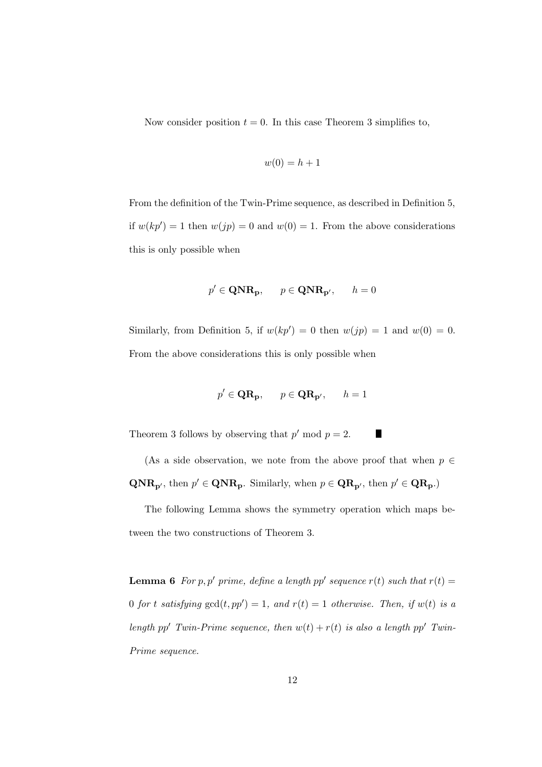Now consider position $t = 0$. In this case Theorem 3 simplifies to,

$$w(0) = h + 1$$

From the definition of the Twin-Prime sequence, as described in Definition 5, if $w(kp') = 1$ then $w(jp) = 0$ and $w(0) = 1$. From the above considerations this is only possible when

$$p' \in \mathbf{QNR_p}, \qquad p \in \mathbf{QNR_{p'}}, \qquad h = 0$$

Similarly, from Definition 5, if $w(kp') = 0$ then $w(jp) = 1$ and $w(0) = 0$. From the above considerations this is only possible when

$$p' \in \mathbf{QR_p}, \qquad p \in \mathbf{QR_{p'}}, \qquad h = 1$$

Theorem 3 follows by observing that $p' \bmod p = 2$. ∎

(As a side observation, we note from the above proof that when $p \in \mathbf{QNR_{p'}}$, then $p' \in \mathbf{QNR_p}$. Similarly, when $p \in \mathbf{QR_{p'}}$, then $p' \in \mathbf{QR_p}$.)

The following Lemma shows the symmetry operation which maps between the two constructions of Theorem 3.

**Lemma 6** *For $p, p'$ prime, define a length $pp'$ sequence $r(t)$ such that $r(t) = 0$ for $t$ satisfying $\gcd(t, pp') = 1$, and $r(t) = 1$ otherwise. Then, if $w(t)$ is a length $pp'$ Twin-Prime sequence, then $w(t) + r(t)$ is also a length $pp'$ Twin-Prime sequence.*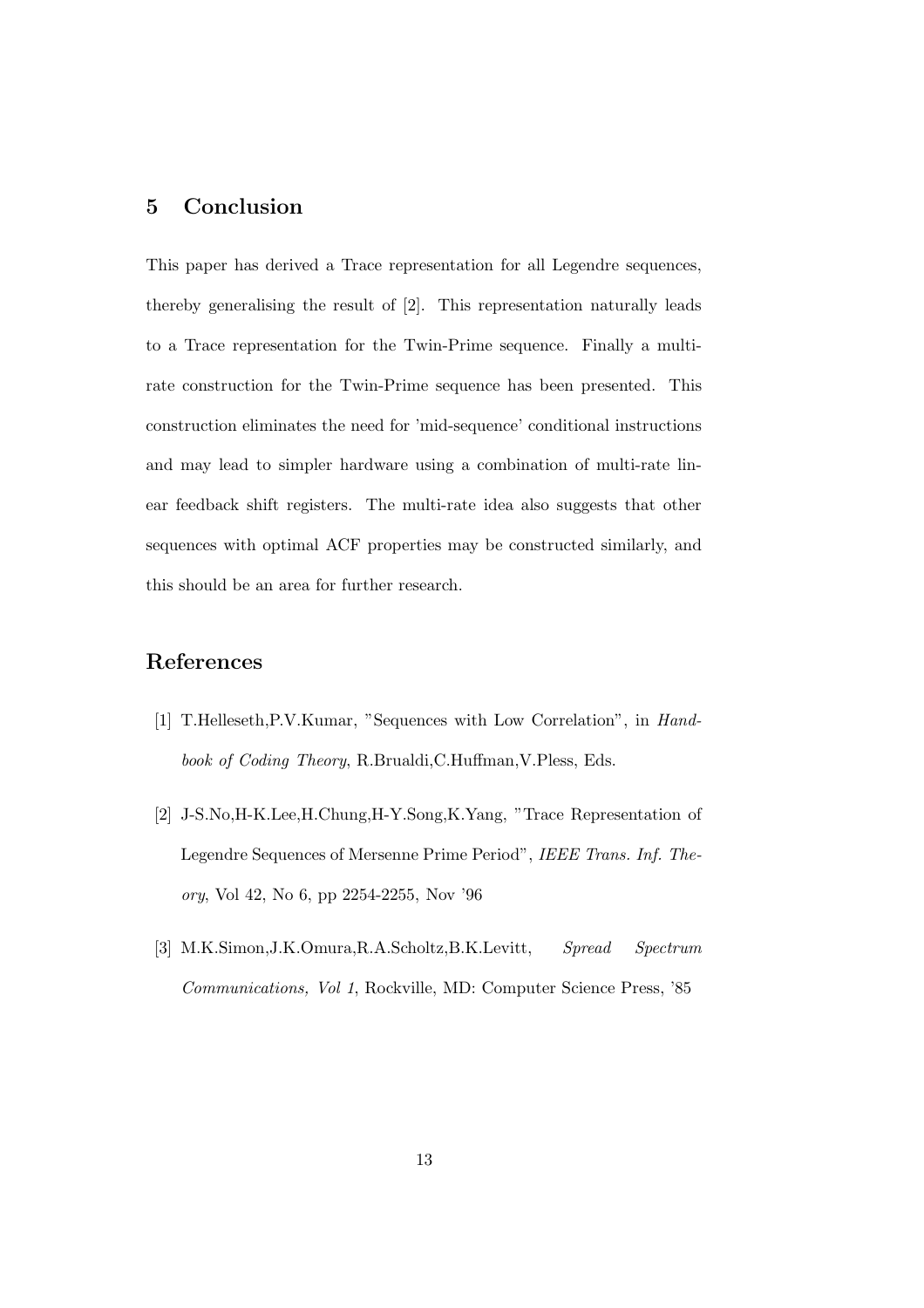## 5 Conclusion

This paper has derived a Trace representation for all Legendre sequences, thereby generalising the result of [2]. This representation naturally leads to a Trace representation for the Twin-Prime sequence. Finally a multi-rate construction for the Twin-Prime sequence has been presented. This construction eliminates the need for 'mid-sequence' conditional instructions and may lead to simpler hardware using a combination of multi-rate linear feedback shift registers. The multi-rate idea also suggests that other sequences with optimal ACF properties may be constructed similarly, and this should be an area for further research.

## References

[1] T.Helleseth,P.V.Kumar, "Sequences with Low Correlation", in *Handbook of Coding Theory*, R.Brualdi,C.Huffman,V.Pless, Eds.

[2] J-S.No,H-K.Lee,H.Chung,H-Y.Song,K.Yang, "Trace Representation of Legendre Sequences of Mersenne Prime Period", *IEEE Trans. Inf. Theory*, Vol 42, No 6, pp 2254-2255, Nov '96

[3] M.K.Simon,J.K.Omura,R.A.Scholtz,B.K.Levitt, *Spread Spectrum Communications, Vol 1*, Rockville, MD: Computer Science Press, '85